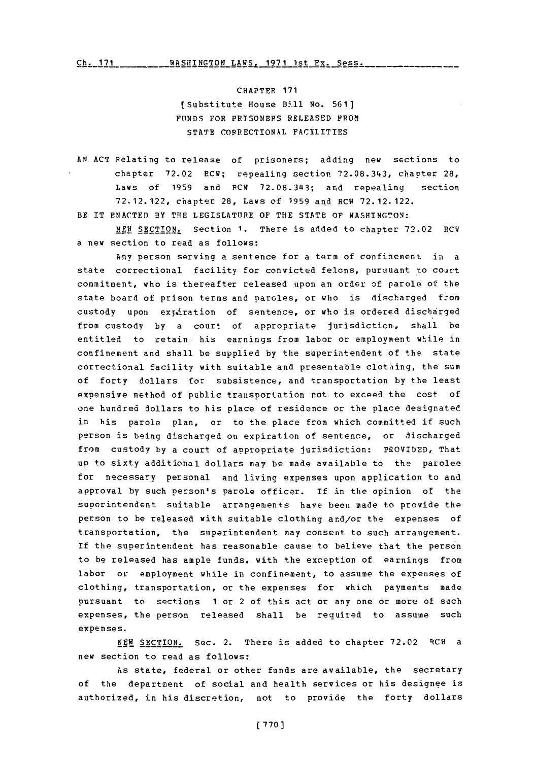CHAPTER 171

[Substitute House Bill No. 561]

FUNDS FOR PRISONERS RELEASED FROM STATE CORRECTIONAL FACILITIES

AN ACT Relating to release of prisoners; adding new sections to chapter 72.02 RCW; repealing section 72.08.343, chapter 28, Laws of 1959 and RCW 72.08.343; and repealing section 72.12.122, chapter 28, Laws of 1959 and RCW 72.12.122.

BE IT ENACTED BY THE LEGISLATURE OF THE STATE OF WASHINGTON:

NEW SECTION. Section 1. There is added to chapter 72.02 RCW a new section to read as follows:

Any person serving a sentence for a term of confinement in a state correctional facility for convicted felons, pursuant to court commitment, who is thereafter released upon an order of parole of the state board of prison terms and paroles, or who is discharged from custody upon expiration of sentence, or who is ordered discharged from custody by a court of appropriate jurisdiction, shall be entitled to retain his earnings from labor or employment while in confinement and shall be supplied by the superintendent of the state correctional facility with suitable and presentable clothing, the sum of forty dollars for subsistence, and transportation by the least expensive method of public transportation not to exceed the cost of one hundred dollars to his place of residence or the place designated in his parole plan, or to the place from which committed if such person is being discharged on expiration of sentence, or discharged from custody by a court of appropriate jurisdiction: PROVIDED, That up to sixty additional dollars may be made available to the parolee for necessary personal and living expenses upon application to and approval by such person's parole officer. If in the opinion of the superintendent suitable arrangements have been made to provide the person to be released with suitable clothing and/or the expenses of transportation, the superintendent may consent to such arrangement. If the superintendent has reasonable cause to believe that the person to be released has ample funds, with the exception of earnings from labor or employment while in confinement, to assume the expenses of clothing, transportation, or the expenses for which payments made pursuant to sections 1 or 2 of this act or any one or more of such expenses, the person released shall be required to assume such expenses.

NEW SECTION. Sec. 2. There is added to chapter 72.02 RCW a new section to read as follows:

As state, federal or other funds are available, the secretary of the department of social and health services or his designee is authorized, in his discretion, not to provide the forty dollars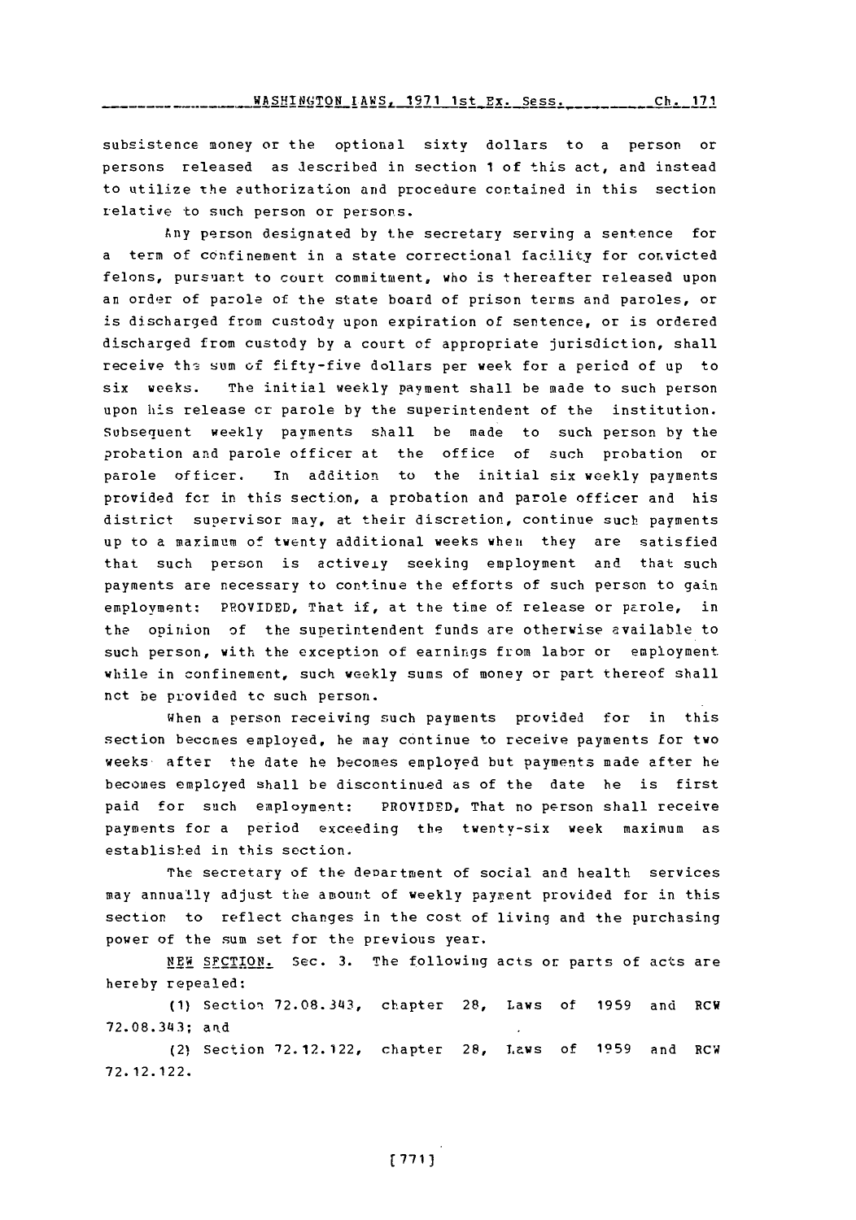subsistence money or the optional sixty dollars to a person or persons released as described in section 1 of this act, and instead to utilize the authorization and procedure contained in this section relative to such person or persons.

Any person designated by the secretary serving a sentence for a term of confinement in a state correctional facility for convicted felons, pursuant to court commitment, who is thereafter released upon an order of parole of the state board of prison terms and paroles, or is discharged from custody upon expiration of sentence, or is ordered discharged from custody by a court of appropriate jurisdiction, shall receive the sum of fifty-five dollars per week for a period of up to six weeks. The initial weekly payment shall be made to such person upon his release or parole by the superintendent of the institution. Subsequent weekly payments shall be made to such person by the probation and parole officer at the office of such probation or parole officer. In addition to the initial six weekly payments provided for in this section, a probation and parole officer and his district supervisor may, at their discretion, continue such payments up to a maximum of twenty additional weeks when they are satisfied that such person is actively seeking employment and that such payments are necessary to continue the efforts of such person to gain employment: PROVIDED, That if, at the time of release or parole, in the opinion of the superintendent funds are otherwise available to such person, with the exception of earnings from labor or employment while in confinement, such weekly sums of money or part thereof shall not be provided to such person.

When a person receiving such payments provided for in this section becomes employed, he may continue to receive payments for two weeks after the date he becomes employed but payments made after he becomes employed shall be discontinued as of the date he is first paid for such employment: PROVIDED, That no person shall receive payments for a period exceeding the twenty-six week maximum as established in this section.

The secretary of the department of social and health services may annually adjust the amount of weekly payment provided for in this section to reflect changes in the cost of living and the purchasing power of the sum set for the previous year.

NEW SECTION. Sec. 3. The following acts or parts of acts are hereby repealed:

(1) Section 72.08.343, chapter 28, Laws of 1959 and RCW 72.08.343; and

(2) Section 72.12.122, chapter 28, Laws of 1959 and RCW 72.12.122.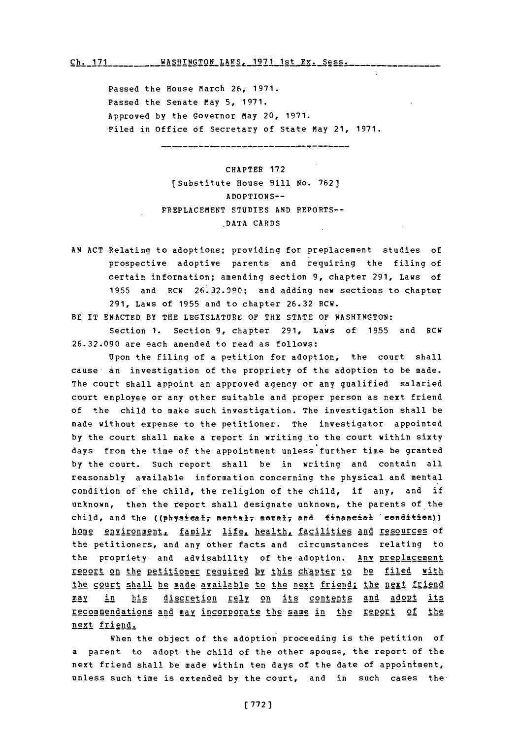Passed the House March 26, 1971.
Passed the Senate May 5, 1971.
Approved by the Governor May 20, 1971.
Filed in Office of Secretary of State May 21, 1971.

---

CHAPTER 172

[Substitute House Bill No. 762]

ADOPTIONS--
PREPLACEMENT STUDIES AND REPORTS--
DATA CARDS

AN ACT Relating to adoptions; providing for preplacement studies of prospective adoptive parents and requiring the filing of certain information; amending section 9, chapter 291, Laws of 1955 and RCW 26.32.090; and adding new sections to chapter 291, Laws of 1955 and to chapter 26.32 RCW.

BE IT ENACTED BY THE LEGISLATURE OF THE STATE OF WASHINGTON:

Section 1. Section 9, chapter 291, Laws of 1955 and RCW 26.32.090 are each amended to read as follows:

Upon the filing of a petition for adoption, the court shall cause an investigation of the propriety of the adoption to be made. The court shall appoint an approved agency or any qualified salaried court employee or any other suitable and proper person as next friend of the child to make such investigation. The investigation shall be made without expense to the petitioner. The investigator appointed by the court shall make a report in writing to the court within sixty days from the time of the appointment unless further time be granted by the court. Such report shall be in writing and contain all reasonably available information concerning the physical and mental condition of the child, the religion of the child, if any, and if unknown, then the report shall designate unknown, the parents of the child, and the ((~~physical, mental, moral, and financial condition~~)) <u>home environment, family life, health, facilities and resources</u> of the petitioners, and any other facts and circumstances relating to the propriety and advisability of the adoption. <u>Any preplacement report on the petitioner required by this chapter to be filed with the court shall be made available to the next friend; the next friend may in his discretion rely on its contents and adopt its recommendations and may incorporate the same in the report of the next friend.</u>

When the object of the adoption proceeding is the petition of a parent to adopt the child of the other spouse, the report of the next friend shall be made within ten days of the date of appointment, unless such time is extended by the court, and in such cases the